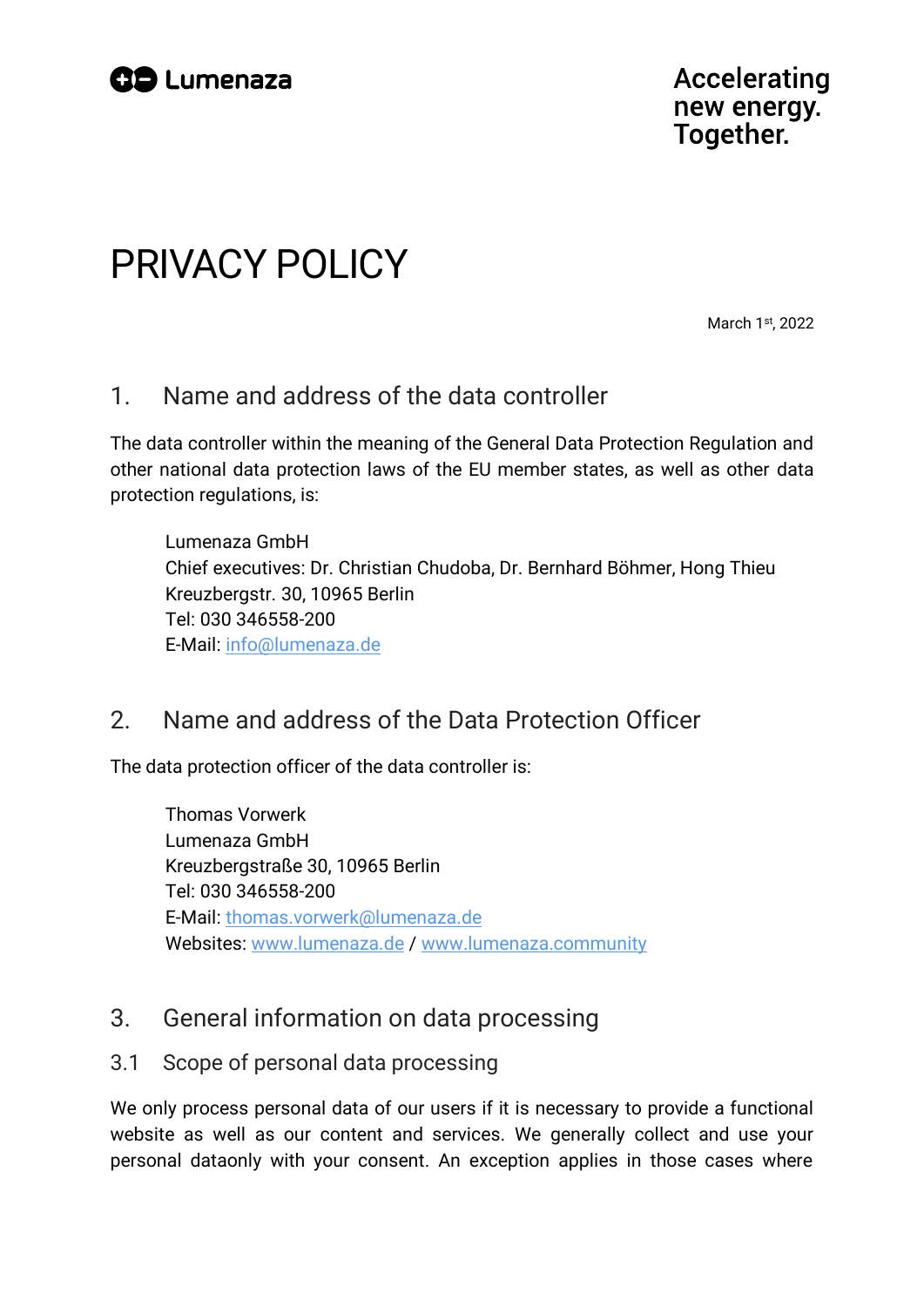Lumenaza

Accelerating new energy. Together.

# PRIVACY POLICY

March 1st, 2022

## 1. Name and address of the data controller

The data controller within the meaning of the General Data Protection Regulation and other national data protection laws of the EU member states, as well as other data protection regulations, is:

Lumenaza GmbH
Chief executives: Dr. Christian Chudoba, Dr. Bernhard Böhmer, Hong Thieu
Kreuzbergstr. 30, 10965 Berlin
Tel: 030 346558-200
E-Mail: info@lumenaza.de

## 2. Name and address of the Data Protection Officer

The data protection officer of the data controller is:

Thomas Vorwerk
Lumenaza GmbH
Kreuzbergstraße 30, 10965 Berlin
Tel: 030 346558-200
E-Mail: thomas.vorwerk@lumenaza.de
Websites: www.lumenaza.de / www.lumenaza.community

## 3. General information on data processing

### 3.1 Scope of personal data processing

We only process personal data of our users if it is necessary to provide a functional website as well as our content and services. We generally collect and use your personal dataonly with your consent. An exception applies in those cases where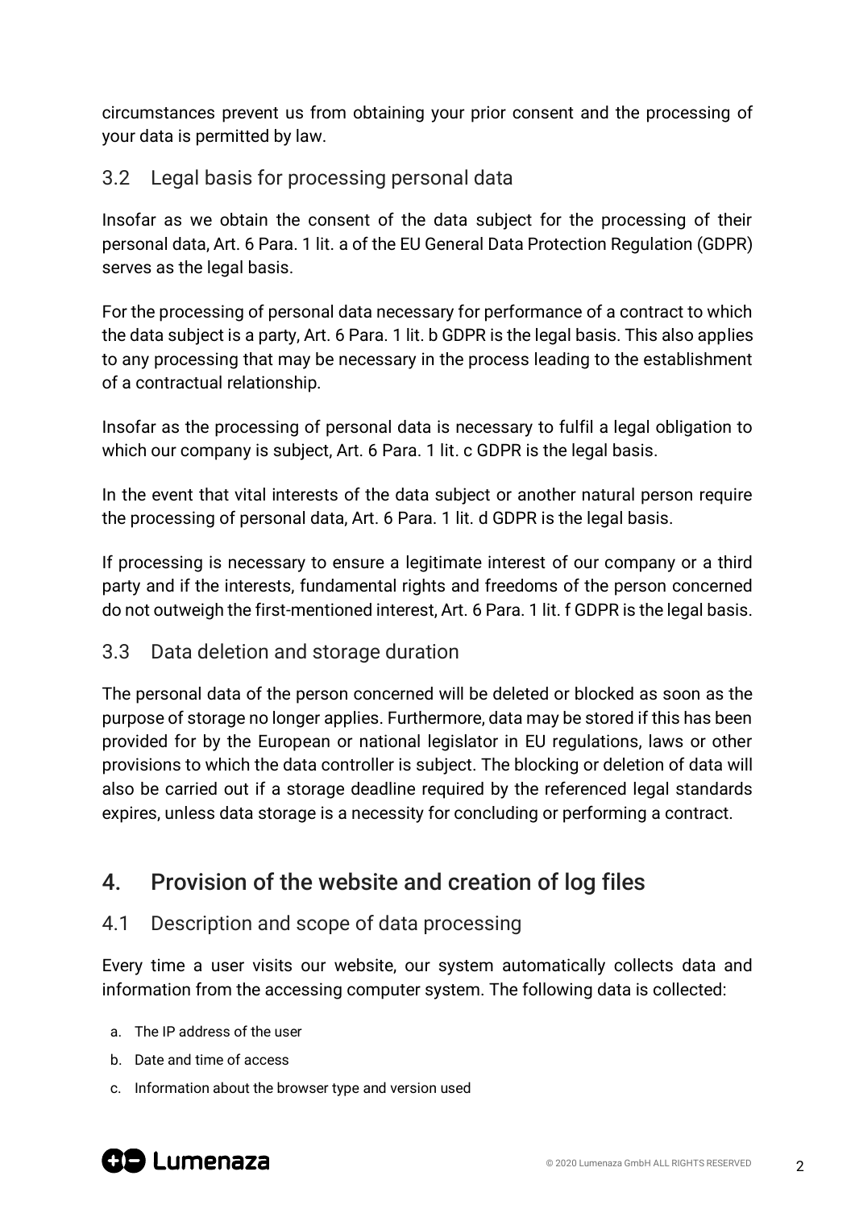circumstances prevent us from obtaining your prior consent and the processing of your data is permitted by law.

### 3.2 Legal basis for processing personal data

Insofar as we obtain the consent of the data subject for the processing of their personal data, Art. 6 Para. 1 lit. a of the EU General Data Protection Regulation (GDPR) serves as the legal basis.

For the processing of personal data necessary for performance of a contract to which the data subject is a party, Art. 6 Para. 1 lit. b GDPR is the legal basis. This also applies to any processing that may be necessary in the process leading to the establishment of a contractual relationship.

Insofar as the processing of personal data is necessary to fulfil a legal obligation to which our company is subject, Art. 6 Para. 1 lit. c GDPR is the legal basis.

In the event that vital interests of the data subject or another natural person require the processing of personal data, Art. 6 Para. 1 lit. d GDPR is the legal basis.

If processing is necessary to ensure a legitimate interest of our company or a third party and if the interests, fundamental rights and freedoms of the person concerned do not outweigh the first-mentioned interest, Art. 6 Para. 1 lit. f GDPR is the legal basis.

### 3.3 Data deletion and storage duration

The personal data of the person concerned will be deleted or blocked as soon as the purpose of storage no longer applies. Furthermore, data may be stored if this has been provided for by the European or national legislator in EU regulations, laws or other provisions to which the data controller is subject. The blocking or deletion of data will also be carried out if a storage deadline required by the referenced legal standards expires, unless data storage is a necessity for concluding or performing a contract.

## 4. Provision of the website and creation of log files

### 4.1 Description and scope of data processing

Every time a user visits our website, our system automatically collects data and information from the accessing computer system. The following data is collected:

a. The IP address of the user
b. Date and time of access
c. Information about the browser type and version used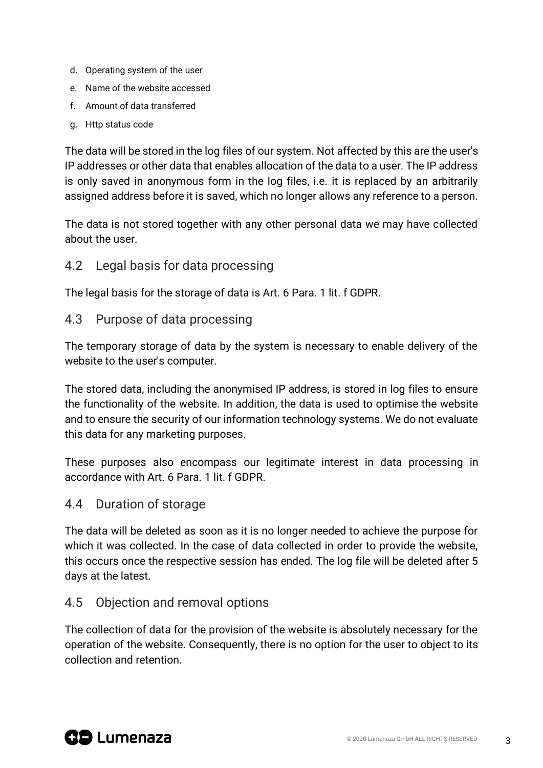d. Operating system of the user
e. Name of the website accessed
f. Amount of data transferred
g. Http status code

The data will be stored in the log files of our system. Not affected by this are the user's IP addresses or other data that enables allocation of the data to a user. The IP address is only saved in anonymous form in the log files, i.e. it is replaced by an arbitrarily assigned address before it is saved, which no longer allows any reference to a person.

The data is not stored together with any other personal data we may have collected about the user.

## 4.2 Legal basis for data processing

The legal basis for the storage of data is Art. 6 Para. 1 lit. f GDPR.

## 4.3 Purpose of data processing

The temporary storage of data by the system is necessary to enable delivery of the website to the user's computer.

The stored data, including the anonymised IP address, is stored in log files to ensure the functionality of the website. In addition, the data is used to optimise the website and to ensure the security of our information technology systems. We do not evaluate this data for any marketing purposes.

These purposes also encompass our legitimate interest in data processing in accordance with Art. 6 Para. 1 lit. f GDPR.

## 4.4 Duration of storage

The data will be deleted as soon as it is no longer needed to achieve the purpose for which it was collected. In the case of data collected in order to provide the website, this occurs once the respective session has ended. The log file will be deleted after 5 days at the latest.

## 4.5 Objection and removal options

The collection of data for the provision of the website is absolutely necessary for the operation of the website. Consequently, there is no option for the user to object to its collection and retention.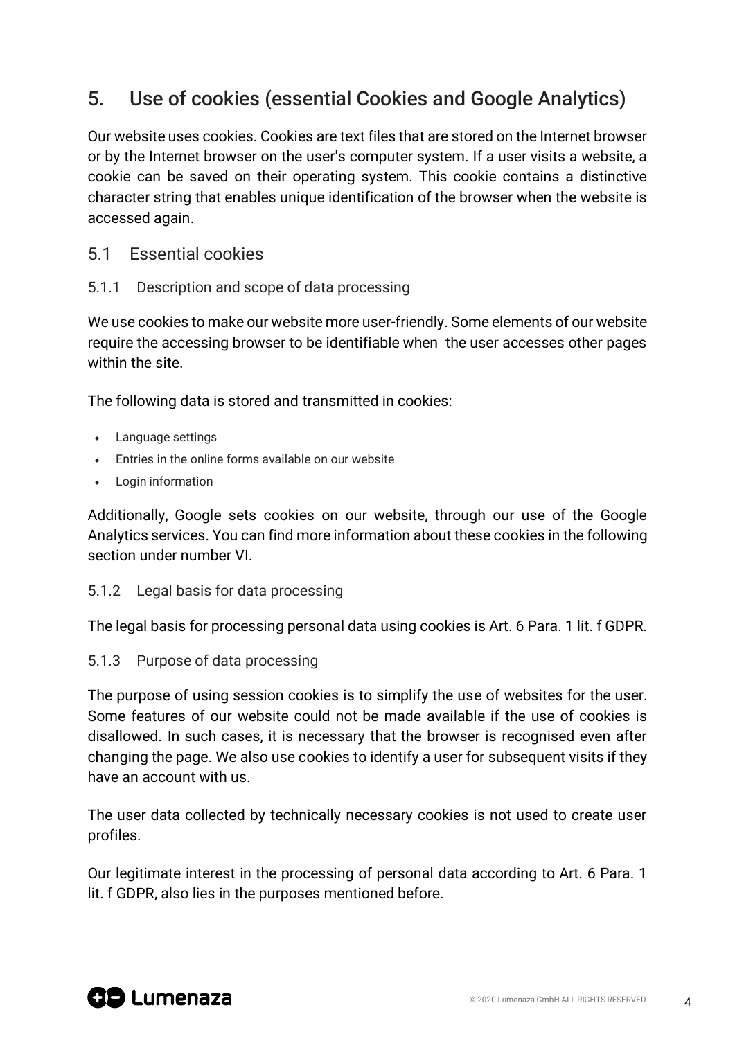## 5. Use of cookies (essential Cookies and Google Analytics)

Our website uses cookies. Cookies are text files that are stored on the Internet browser or by the Internet browser on the user's computer system. If a user visits a website, a cookie can be saved on their operating system. This cookie contains a distinctive character string that enables unique identification of the browser when the website is accessed again.

### 5.1 Essential cookies

#### 5.1.1 Description and scope of data processing

We use cookies to make our website more user-friendly. Some elements of our website require the accessing browser to be identifiable when the user accesses other pages within the site.

The following data is stored and transmitted in cookies:

- Language settings
- Entries in the online forms available on our website
- Login information

Additionally, Google sets cookies on our website, through our use of the Google Analytics services. You can find more information about these cookies in the following section under number VI.

#### 5.1.2 Legal basis for data processing

The legal basis for processing personal data using cookies is Art. 6 Para. 1 lit. f GDPR.

#### 5.1.3 Purpose of data processing

The purpose of using session cookies is to simplify the use of websites for the user. Some features of our website could not be made available if the use of cookies is disallowed. In such cases, it is necessary that the browser is recognised even after changing the page. We also use cookies to identify a user for subsequent visits if they have an account with us.

The user data collected by technically necessary cookies is not used to create user profiles.

Our legitimate interest in the processing of personal data according to Art. 6 Para. 1 lit. f GDPR, also lies in the purposes mentioned before.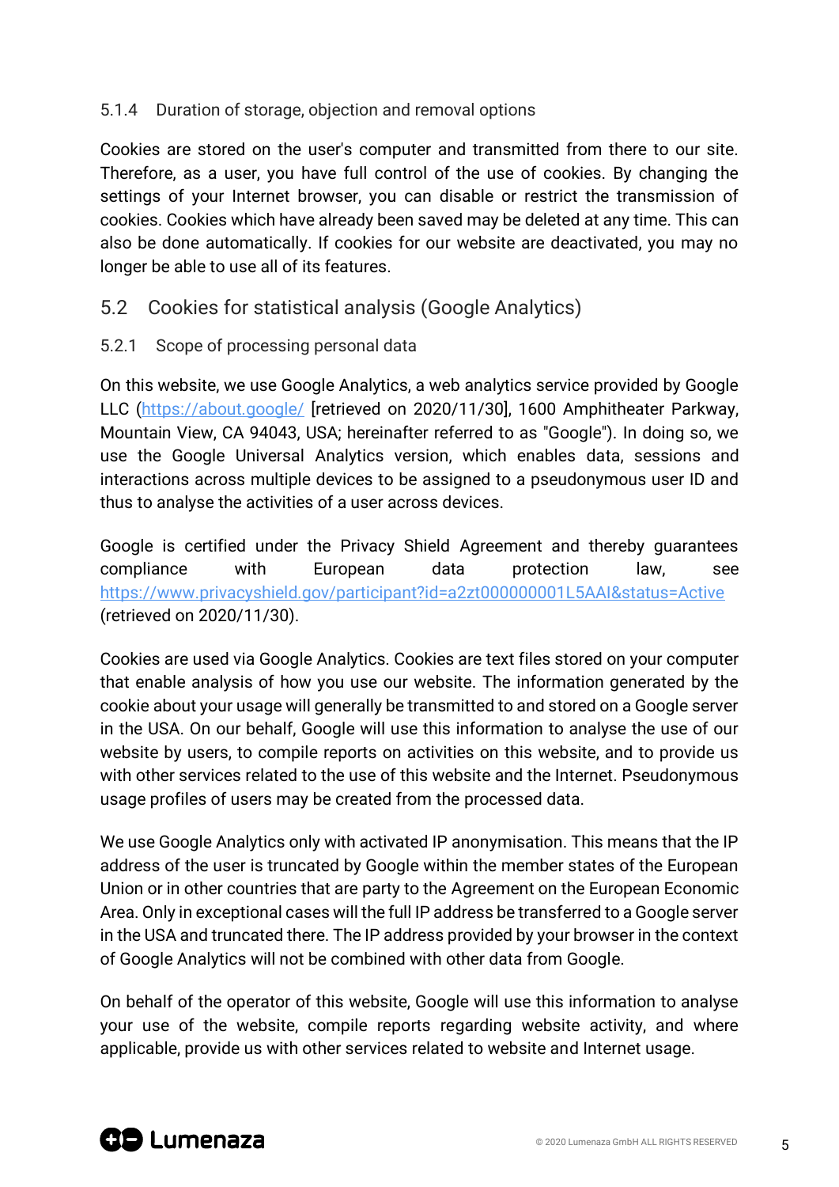#### 5.1.4 Duration of storage, objection and removal options

Cookies are stored on the user's computer and transmitted from there to our site. Therefore, as a user, you have full control of the use of cookies. By changing the settings of your Internet browser, you can disable or restrict the transmission of cookies. Cookies which have already been saved may be deleted at any time. This can also be done automatically. If cookies for our website are deactivated, you may no longer be able to use all of its features.

### 5.2 Cookies for statistical analysis (Google Analytics)

#### 5.2.1 Scope of processing personal data

On this website, we use Google Analytics, a web analytics service provided by Google LLC (https://about.google/ [retrieved on 2020/11/30], 1600 Amphitheater Parkway, Mountain View, CA 94043, USA; hereinafter referred to as "Google"). In doing so, we use the Google Universal Analytics version, which enables data, sessions and interactions across multiple devices to be assigned to a pseudonymous user ID and thus to analyse the activities of a user across devices.

Google is certified under the Privacy Shield Agreement and thereby guarantees compliance with European data protection law, see https://www.privacyshield.gov/participant?id=a2zt000000001L5AAI&status=Active (retrieved on 2020/11/30).

Cookies are used via Google Analytics. Cookies are text files stored on your computer that enable analysis of how you use our website. The information generated by the cookie about your usage will generally be transmitted to and stored on a Google server in the USA. On our behalf, Google will use this information to analyse the use of our website by users, to compile reports on activities on this website, and to provide us with other services related to the use of this website and the Internet. Pseudonymous usage profiles of users may be created from the processed data.

We use Google Analytics only with activated IP anonymisation. This means that the IP address of the user is truncated by Google within the member states of the European Union or in other countries that are party to the Agreement on the European Economic Area. Only in exceptional cases will the full IP address be transferred to a Google server in the USA and truncated there. The IP address provided by your browser in the context of Google Analytics will not be combined with other data from Google.

On behalf of the operator of this website, Google will use this information to analyse your use of the website, compile reports regarding website activity, and where applicable, provide us with other services related to website and Internet usage.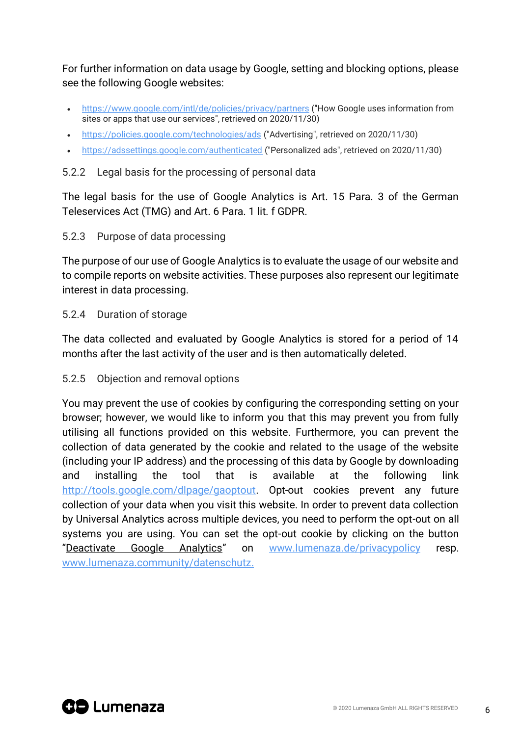For further information on data usage by Google, setting and blocking options, please see the following Google websites:

- https://www.google.com/intl/de/policies/privacy/partners ("How Google uses information from sites or apps that use our services", retrieved on 2020/11/30)
- https://policies.google.com/technologies/ads ("Advertising", retrieved on 2020/11/30)
- https://adssettings.google.com/authenticated ("Personalized ads", retrieved on 2020/11/30)

### 5.2.2 Legal basis for the processing of personal data

The legal basis for the use of Google Analytics is Art. 15 Para. 3 of the German Teleservices Act (TMG) and Art. 6 Para. 1 lit. f GDPR.

### 5.2.3 Purpose of data processing

The purpose of our use of Google Analytics is to evaluate the usage of our website and to compile reports on website activities. These purposes also represent our legitimate interest in data processing.

### 5.2.4 Duration of storage

The data collected and evaluated by Google Analytics is stored for a period of 14 months after the last activity of the user and is then automatically deleted.

### 5.2.5 Objection and removal options

You may prevent the use of cookies by configuring the corresponding setting on your browser; however, we would like to inform you that this may prevent you from fully utilising all functions provided on this website. Furthermore, you can prevent the collection of data generated by the cookie and related to the usage of the website (including your IP address) and the processing of this data by Google by downloading and installing the tool that is available at the following link http://tools.google.com/dlpage/gaoptout. Opt-out cookies prevent any future collection of your data when you visit this website. In order to prevent data collection by Universal Analytics across multiple devices, you need to perform the opt-out on all systems you are using. You can set the opt-out cookie by clicking on the button "Deactivate Google Analytics" on www.lumenaza.de/privacypolicy resp. www.lumenaza.community/datenschutz.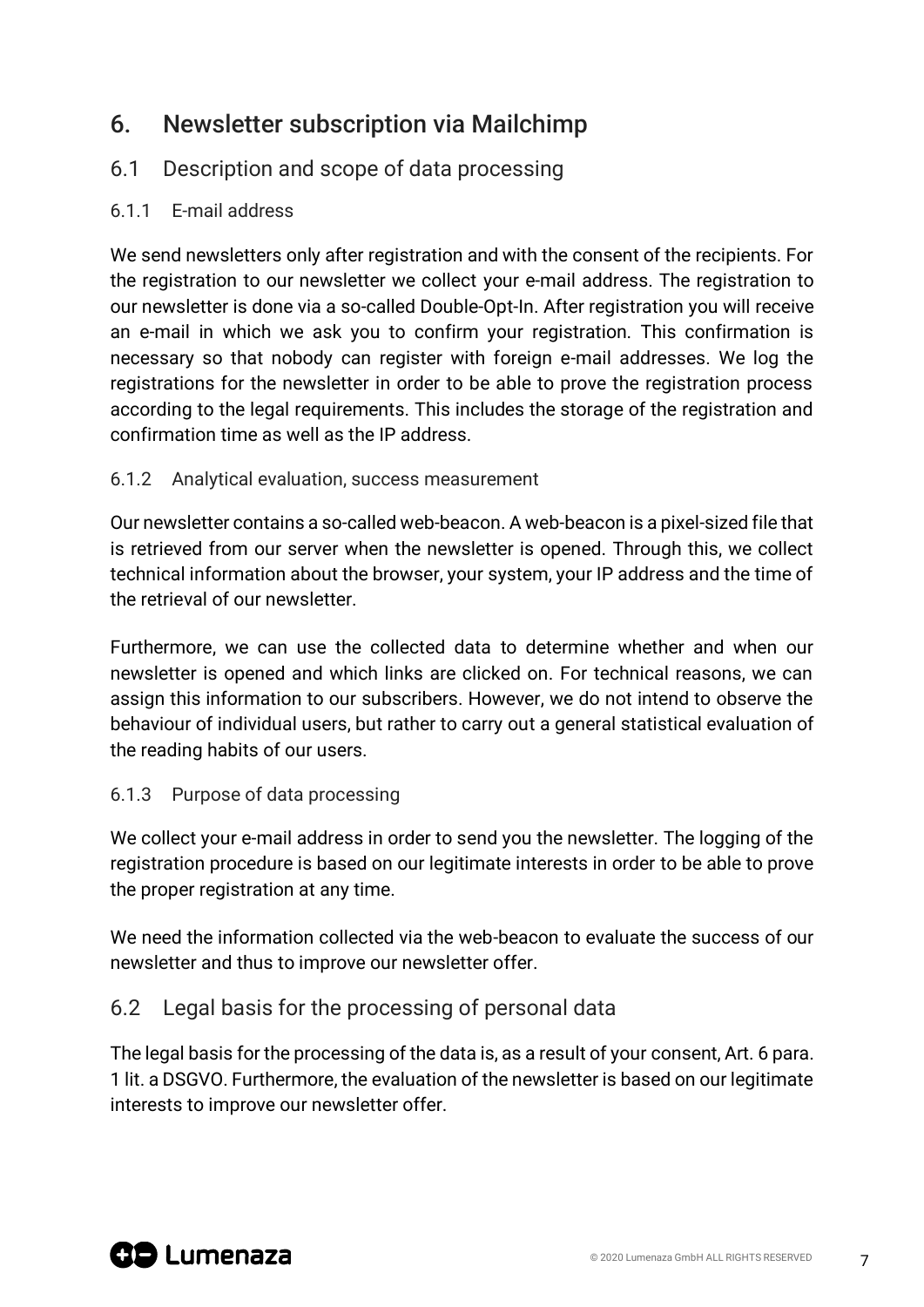# 6. Newsletter subscription via Mailchimp

## 6.1 Description and scope of data processing

### 6.1.1 E-mail address

We send newsletters only after registration and with the consent of the recipients. For the registration to our newsletter we collect your e-mail address. The registration to our newsletter is done via a so-called Double-Opt-In. After registration you will receive an e-mail in which we ask you to confirm your registration. This confirmation is necessary so that nobody can register with foreign e-mail addresses. We log the registrations for the newsletter in order to be able to prove the registration process according to the legal requirements. This includes the storage of the registration and confirmation time as well as the IP address.

### 6.1.2 Analytical evaluation, success measurement

Our newsletter contains a so-called web-beacon. A web-beacon is a pixel-sized file that is retrieved from our server when the newsletter is opened. Through this, we collect technical information about the browser, your system, your IP address and the time of the retrieval of our newsletter.

Furthermore, we can use the collected data to determine whether and when our newsletter is opened and which links are clicked on. For technical reasons, we can assign this information to our subscribers. However, we do not intend to observe the behaviour of individual users, but rather to carry out a general statistical evaluation of the reading habits of our users.

### 6.1.3 Purpose of data processing

We collect your e-mail address in order to send you the newsletter. The logging of the registration procedure is based on our legitimate interests in order to be able to prove the proper registration at any time.

We need the information collected via the web-beacon to evaluate the success of our newsletter and thus to improve our newsletter offer.

## 6.2 Legal basis for the processing of personal data

The legal basis for the processing of the data is, as a result of your consent, Art. 6 para. 1 lit. a DSGVO. Furthermore, the evaluation of the newsletter is based on our legitimate interests to improve our newsletter offer.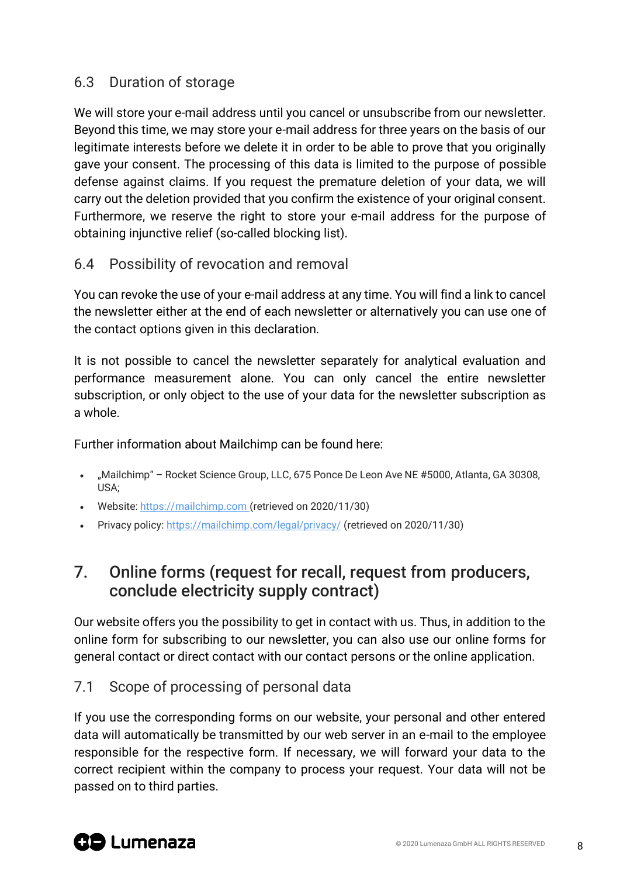### 6.3 Duration of storage

We will store your e-mail address until you cancel or unsubscribe from our newsletter. Beyond this time, we may store your e-mail address for three years on the basis of our legitimate interests before we delete it in order to be able to prove that you originally gave your consent. The processing of this data is limited to the purpose of possible defense against claims. If you request the premature deletion of your data, we will carry out the deletion provided that you confirm the existence of your original consent. Furthermore, we reserve the right to store your e-mail address for the purpose of obtaining injunctive relief (so-called blocking list).

### 6.4 Possibility of revocation and removal

You can revoke the use of your e-mail address at any time. You will find a link to cancel the newsletter either at the end of each newsletter or alternatively you can use one of the contact options given in this declaration.

It is not possible to cancel the newsletter separately for analytical evaluation and performance measurement alone. You can only cancel the entire newsletter subscription, or only object to the use of your data for the newsletter subscription as a whole.

Further information about Mailchimp can be found here:

- „Mailchimp" – Rocket Science Group, LLC, 675 Ponce De Leon Ave NE #5000, Atlanta, GA 30308, USA;
- Website: https://mailchimp.com (retrieved on 2020/11/30)
- Privacy policy: https://mailchimp.com/legal/privacy/ (retrieved on 2020/11/30)

## 7. Online forms (request for recall, request from producers, conclude electricity supply contract)

Our website offers you the possibility to get in contact with us. Thus, in addition to the online form for subscribing to our newsletter, you can also use our online forms for general contact or direct contact with our contact persons or the online application.

### 7.1 Scope of processing of personal data

If you use the corresponding forms on our website, your personal and other entered data will automatically be transmitted by our web server in an e-mail to the employee responsible for the respective form. If necessary, we will forward your data to the correct recipient within the company to process your request. Your data will not be passed on to third parties.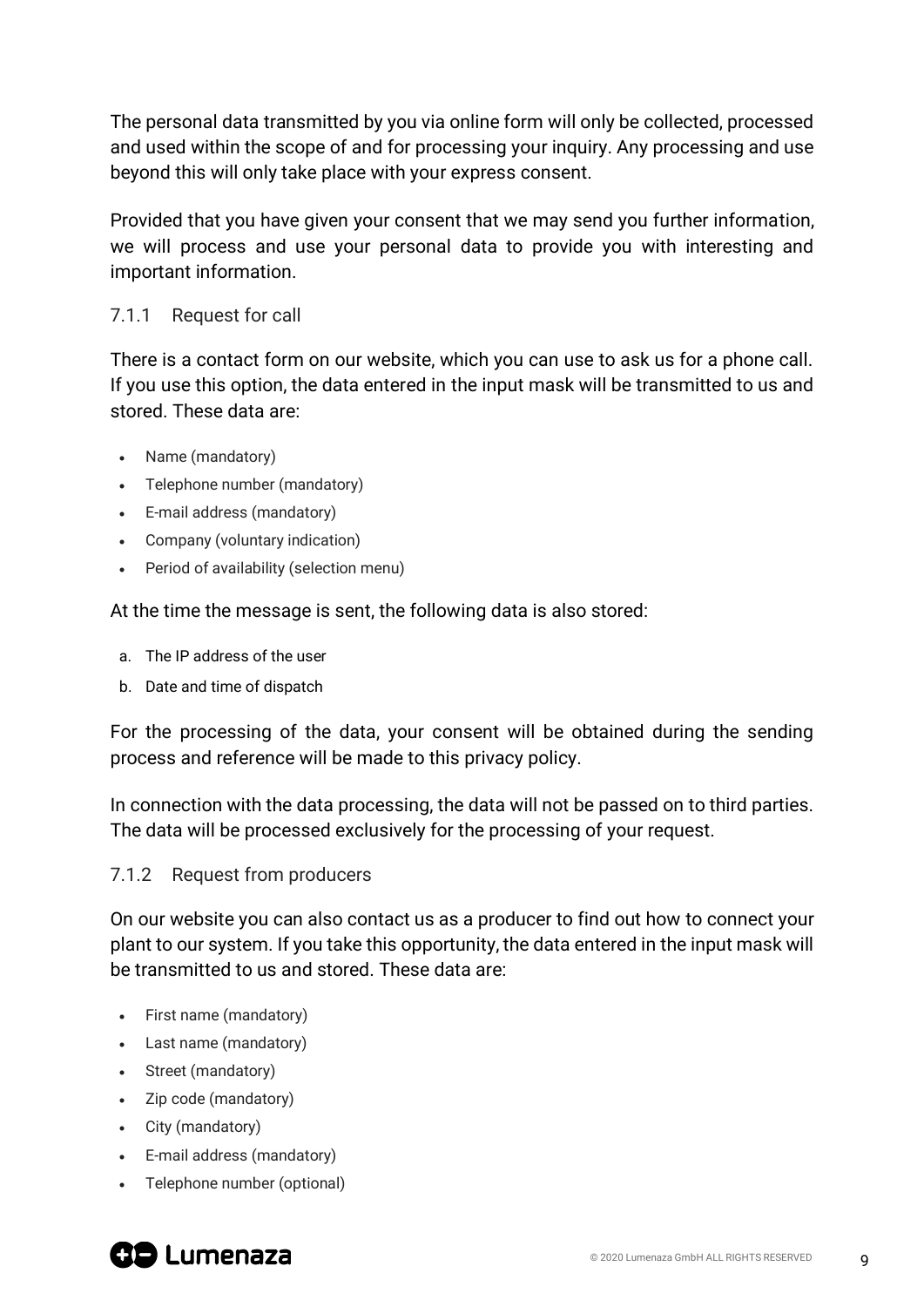The personal data transmitted by you via online form will only be collected, processed and used within the scope of and for processing your inquiry. Any processing and use beyond this will only take place with your express consent.

Provided that you have given your consent that we may send you further information, we will process and use your personal data to provide you with interesting and important information.

#### 7.1.1 Request for call

There is a contact form on our website, which you can use to ask us for a phone call. If you use this option, the data entered in the input mask will be transmitted to us and stored. These data are:

- Name (mandatory)
- Telephone number (mandatory)
- E-mail address (mandatory)
- Company (voluntary indication)
- Period of availability (selection menu)

At the time the message is sent, the following data is also stored:

a. The IP address of the user
b. Date and time of dispatch

For the processing of the data, your consent will be obtained during the sending process and reference will be made to this privacy policy.

In connection with the data processing, the data will not be passed on to third parties. The data will be processed exclusively for the processing of your request.

#### 7.1.2 Request from producers

On our website you can also contact us as a producer to find out how to connect your plant to our system. If you take this opportunity, the data entered in the input mask will be transmitted to us and stored. These data are:

- First name (mandatory)
- Last name (mandatory)
- Street (mandatory)
- Zip code (mandatory)
- City (mandatory)
- E-mail address (mandatory)
- Telephone number (optional)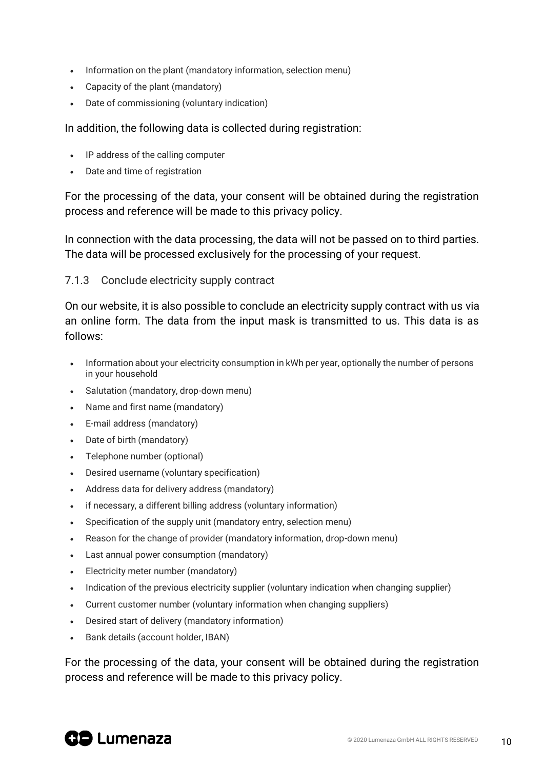- Information on the plant (mandatory information, selection menu)
- Capacity of the plant (mandatory)
- Date of commissioning (voluntary indication)

In addition, the following data is collected during registration:

- IP address of the calling computer
- Date and time of registration

For the processing of the data, your consent will be obtained during the registration process and reference will be made to this privacy policy.

In connection with the data processing, the data will not be passed on to third parties. The data will be processed exclusively for the processing of your request.

### 7.1.3 Conclude electricity supply contract

On our website, it is also possible to conclude an electricity supply contract with us via an online form. The data from the input mask is transmitted to us. This data is as follows:

- Information about your electricity consumption in kWh per year, optionally the number of persons in your household
- Salutation (mandatory, drop-down menu)
- Name and first name (mandatory)
- E-mail address (mandatory)
- Date of birth (mandatory)
- Telephone number (optional)
- Desired username (voluntary specification)
- Address data for delivery address (mandatory)
- if necessary, a different billing address (voluntary information)
- Specification of the supply unit (mandatory entry, selection menu)
- Reason for the change of provider (mandatory information, drop-down menu)
- Last annual power consumption (mandatory)
- Electricity meter number (mandatory)
- Indication of the previous electricity supplier (voluntary indication when changing supplier)
- Current customer number (voluntary information when changing suppliers)
- Desired start of delivery (mandatory information)
- Bank details (account holder, IBAN)

For the processing of the data, your consent will be obtained during the registration process and reference will be made to this privacy policy.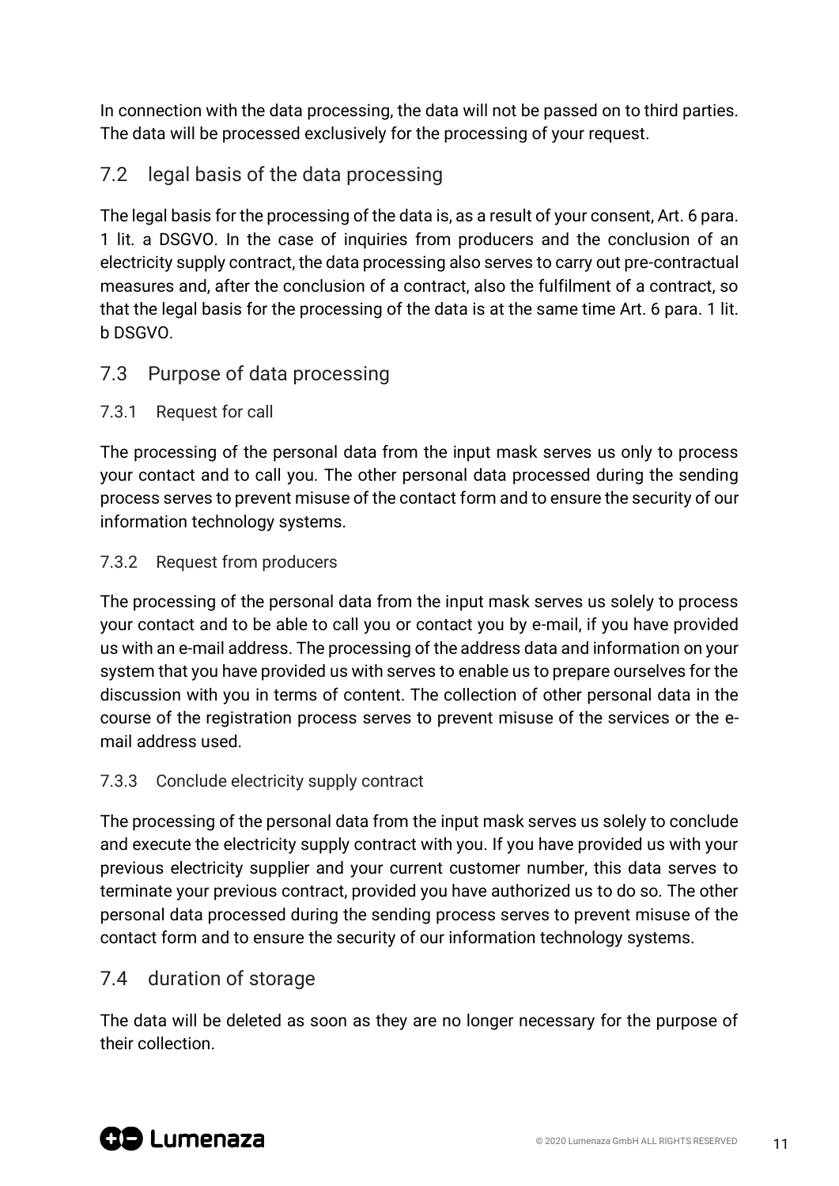In connection with the data processing, the data will not be passed on to third parties. The data will be processed exclusively for the processing of your request.

## 7.2 legal basis of the data processing

The legal basis for the processing of the data is, as a result of your consent, Art. 6 para. 1 lit. a DSGVO. In the case of inquiries from producers and the conclusion of an electricity supply contract, the data processing also serves to carry out pre-contractual measures and, after the conclusion of a contract, also the fulfilment of a contract, so that the legal basis for the processing of the data is at the same time Art. 6 para. 1 lit. b DSGVO.

## 7.3 Purpose of data processing

### 7.3.1 Request for call

The processing of the personal data from the input mask serves us only to process your contact and to call you. The other personal data processed during the sending process serves to prevent misuse of the contact form and to ensure the security of our information technology systems.

### 7.3.2 Request from producers

The processing of the personal data from the input mask serves us solely to process your contact and to be able to call you or contact you by e-mail, if you have provided us with an e-mail address. The processing of the address data and information on your system that you have provided us with serves to enable us to prepare ourselves for the discussion with you in terms of content. The collection of other personal data in the course of the registration process serves to prevent misuse of the services or the e-mail address used.

### 7.3.3 Conclude electricity supply contract

The processing of the personal data from the input mask serves us solely to conclude and execute the electricity supply contract with you. If you have provided us with your previous electricity supplier and your current customer number, this data serves to terminate your previous contract, provided you have authorized us to do so. The other personal data processed during the sending process serves to prevent misuse of the contact form and to ensure the security of our information technology systems.

## 7.4 duration of storage

The data will be deleted as soon as they are no longer necessary for the purpose of their collection.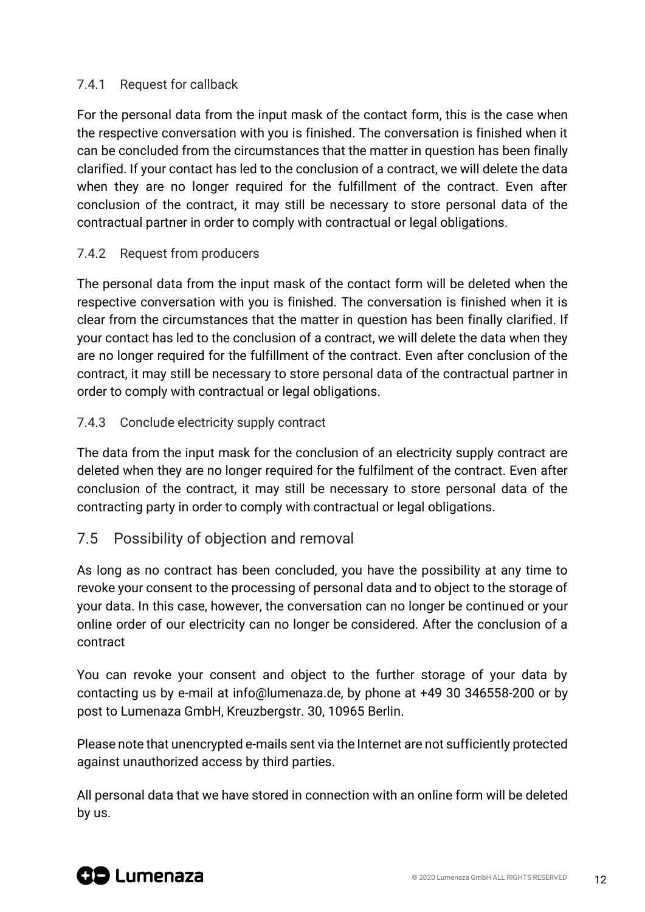#### 7.4.1 Request for callback

For the personal data from the input mask of the contact form, this is the case when the respective conversation with you is finished. The conversation is finished when it can be concluded from the circumstances that the matter in question has been finally clarified. If your contact has led to the conclusion of a contract, we will delete the data when they are no longer required for the fulfillment of the contract. Even after conclusion of the contract, it may still be necessary to store personal data of the contractual partner in order to comply with contractual or legal obligations.

#### 7.4.2 Request from producers

The personal data from the input mask of the contact form will be deleted when the respective conversation with you is finished. The conversation is finished when it is clear from the circumstances that the matter in question has been finally clarified. If your contact has led to the conclusion of a contract, we will delete the data when they are no longer required for the fulfillment of the contract. Even after conclusion of the contract, it may still be necessary to store personal data of the contractual partner in order to comply with contractual or legal obligations.

#### 7.4.3 Conclude electricity supply contract

The data from the input mask for the conclusion of an electricity supply contract are deleted when they are no longer required for the fulfilment of the contract. Even after conclusion of the contract, it may still be necessary to store personal data of the contracting party in order to comply with contractual or legal obligations.

### 7.5 Possibility of objection and removal

As long as no contract has been concluded, you have the possibility at any time to revoke your consent to the processing of personal data and to object to the storage of your data. In this case, however, the conversation can no longer be continued or your online order of our electricity can no longer be considered. After the conclusion of a contract

You can revoke your consent and object to the further storage of your data by contacting us by e-mail at info@lumenaza.de, by phone at +49 30 346558-200 or by post to Lumenaza GmbH, Kreuzbergstr. 30, 10965 Berlin.

Please note that unencrypted e-mails sent via the Internet are not sufficiently protected against unauthorized access by third parties.

All personal data that we have stored in connection with an online form will be deleted by us.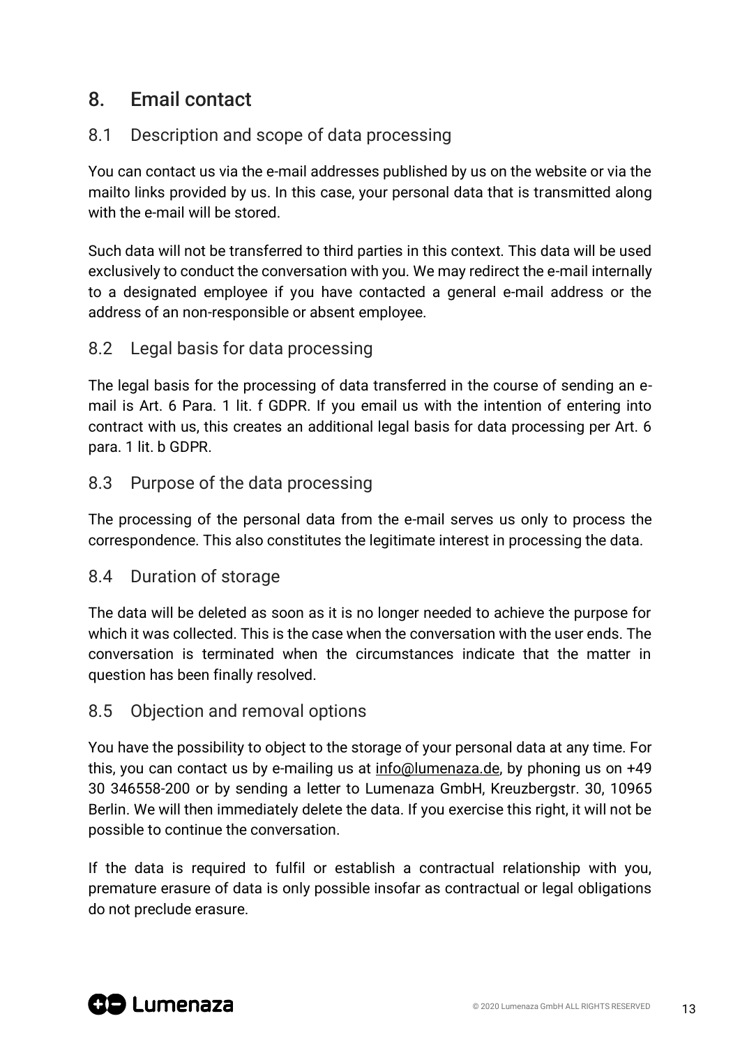## 8. Email contact

### 8.1 Description and scope of data processing

You can contact us via the e-mail addresses published by us on the website or via the mailto links provided by us. In this case, your personal data that is transmitted along with the e-mail will be stored.

Such data will not be transferred to third parties in this context. This data will be used exclusively to conduct the conversation with you. We may redirect the e-mail internally to a designated employee if you have contacted a general e-mail address or the address of an non-responsible or absent employee.

### 8.2 Legal basis for data processing

The legal basis for the processing of data transferred in the course of sending an e-mail is Art. 6 Para. 1 lit. f GDPR. If you email us with the intention of entering into contract with us, this creates an additional legal basis for data processing per Art. 6 para. 1 lit. b GDPR.

### 8.3 Purpose of the data processing

The processing of the personal data from the e-mail serves us only to process the correspondence. This also constitutes the legitimate interest in processing the data.

### 8.4 Duration of storage

The data will be deleted as soon as it is no longer needed to achieve the purpose for which it was collected. This is the case when the conversation with the user ends. The conversation is terminated when the circumstances indicate that the matter in question has been finally resolved.

### 8.5 Objection and removal options

You have the possibility to object to the storage of your personal data at any time. For this, you can contact us by e-mailing us at info@lumenaza.de, by phoning us on +49 30 346558-200 or by sending a letter to Lumenaza GmbH, Kreuzbergstr. 30, 10965 Berlin. We will then immediately delete the data. If you exercise this right, it will not be possible to continue the conversation.

If the data is required to fulfil or establish a contractual relationship with you, premature erasure of data is only possible insofar as contractual or legal obligations do not preclude erasure.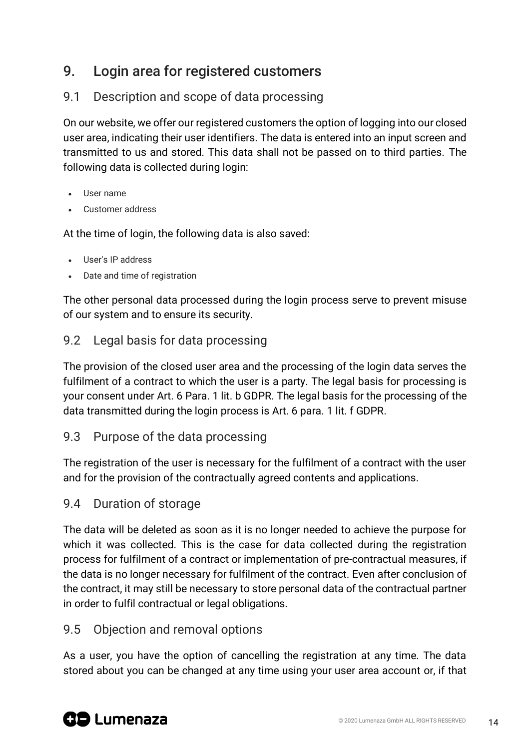## 9. Login area for registered customers

### 9.1 Description and scope of data processing

On our website, we offer our registered customers the option of logging into our closed user area, indicating their user identifiers. The data is entered into an input screen and transmitted to us and stored. This data shall not be passed on to third parties. The following data is collected during login:

- User name
- Customer address

At the time of login, the following data is also saved:

- User's IP address
- Date and time of registration

The other personal data processed during the login process serve to prevent misuse of our system and to ensure its security.

### 9.2 Legal basis for data processing

The provision of the closed user area and the processing of the login data serves the fulfilment of a contract to which the user is a party. The legal basis for processing is your consent under Art. 6 Para. 1 lit. b GDPR. The legal basis for the processing of the data transmitted during the login process is Art. 6 para. 1 lit. f GDPR.

### 9.3 Purpose of the data processing

The registration of the user is necessary for the fulfilment of a contract with the user and for the provision of the contractually agreed contents and applications.

### 9.4 Duration of storage

The data will be deleted as soon as it is no longer needed to achieve the purpose for which it was collected. This is the case for data collected during the registration process for fulfilment of a contract or implementation of pre-contractual measures, if the data is no longer necessary for fulfilment of the contract. Even after conclusion of the contract, it may still be necessary to store personal data of the contractual partner in order to fulfil contractual or legal obligations.

### 9.5 Objection and removal options

As a user, you have the option of cancelling the registration at any time. The data stored about you can be changed at any time using your user area account or, if that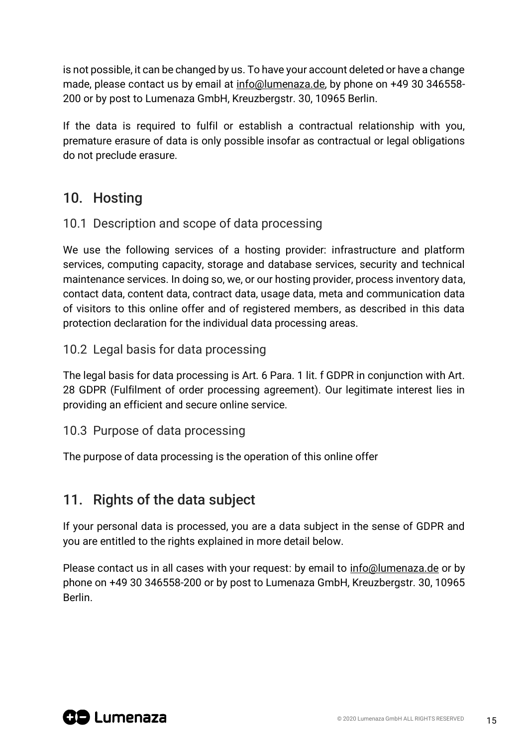is not possible, it can be changed by us. To have your account deleted or have a change made, please contact us by email at info@lumenaza.de, by phone on +49 30 346558-200 or by post to Lumenaza GmbH, Kreuzbergstr. 30, 10965 Berlin.

If the data is required to fulfil or establish a contractual relationship with you, premature erasure of data is only possible insofar as contractual or legal obligations do not preclude erasure.

## 10. Hosting

### 10.1 Description and scope of data processing

We use the following services of a hosting provider: infrastructure and platform services, computing capacity, storage and database services, security and technical maintenance services. In doing so, we, or our hosting provider, process inventory data, contact data, content data, contract data, usage data, meta and communication data of visitors to this online offer and of registered members, as described in this data protection declaration for the individual data processing areas.

### 10.2 Legal basis for data processing

The legal basis for data processing is Art. 6 Para. 1 lit. f GDPR in conjunction with Art. 28 GDPR (Fulfilment of order processing agreement). Our legitimate interest lies in providing an efficient and secure online service.

### 10.3 Purpose of data processing

The purpose of data processing is the operation of this online offer

## 11. Rights of the data subject

If your personal data is processed, you are a data subject in the sense of GDPR and you are entitled to the rights explained in more detail below.

Please contact us in all cases with your request: by email to info@lumenaza.de or by phone on +49 30 346558-200 or by post to Lumenaza GmbH, Kreuzbergstr. 30, 10965 Berlin.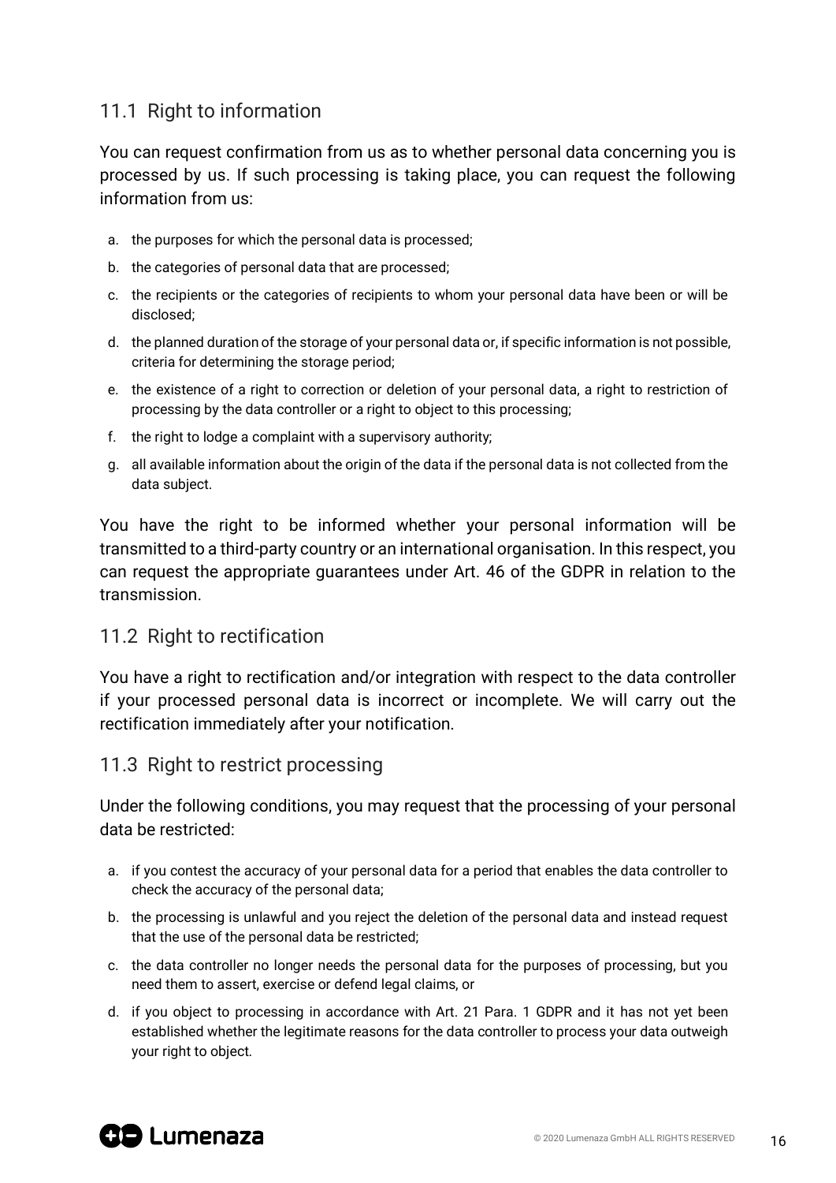### 11.1 Right to information

You can request confirmation from us as to whether personal data concerning you is processed by us. If such processing is taking place, you can request the following information from us:

a. the purposes for which the personal data is processed;
b. the categories of personal data that are processed;
c. the recipients or the categories of recipients to whom your personal data have been or will be disclosed;
d. the planned duration of the storage of your personal data or, if specific information is not possible, criteria for determining the storage period;
e. the existence of a right to correction or deletion of your personal data, a right to restriction of processing by the data controller or a right to object to this processing;
f. the right to lodge a complaint with a supervisory authority;
g. all available information about the origin of the data if the personal data is not collected from the data subject.

You have the right to be informed whether your personal information will be transmitted to a third-party country or an international organisation. In this respect, you can request the appropriate guarantees under Art. 46 of the GDPR in relation to the transmission.

### 11.2 Right to rectification

You have a right to rectification and/or integration with respect to the data controller if your processed personal data is incorrect or incomplete. We will carry out the rectification immediately after your notification.

### 11.3 Right to restrict processing

Under the following conditions, you may request that the processing of your personal data be restricted:

a. if you contest the accuracy of your personal data for a period that enables the data controller to check the accuracy of the personal data;
b. the processing is unlawful and you reject the deletion of the personal data and instead request that the use of the personal data be restricted;
c. the data controller no longer needs the personal data for the purposes of processing, but you need them to assert, exercise or defend legal claims, or
d. if you object to processing in accordance with Art. 21 Para. 1 GDPR and it has not yet been established whether the legitimate reasons for the data controller to process your data outweigh your right to object.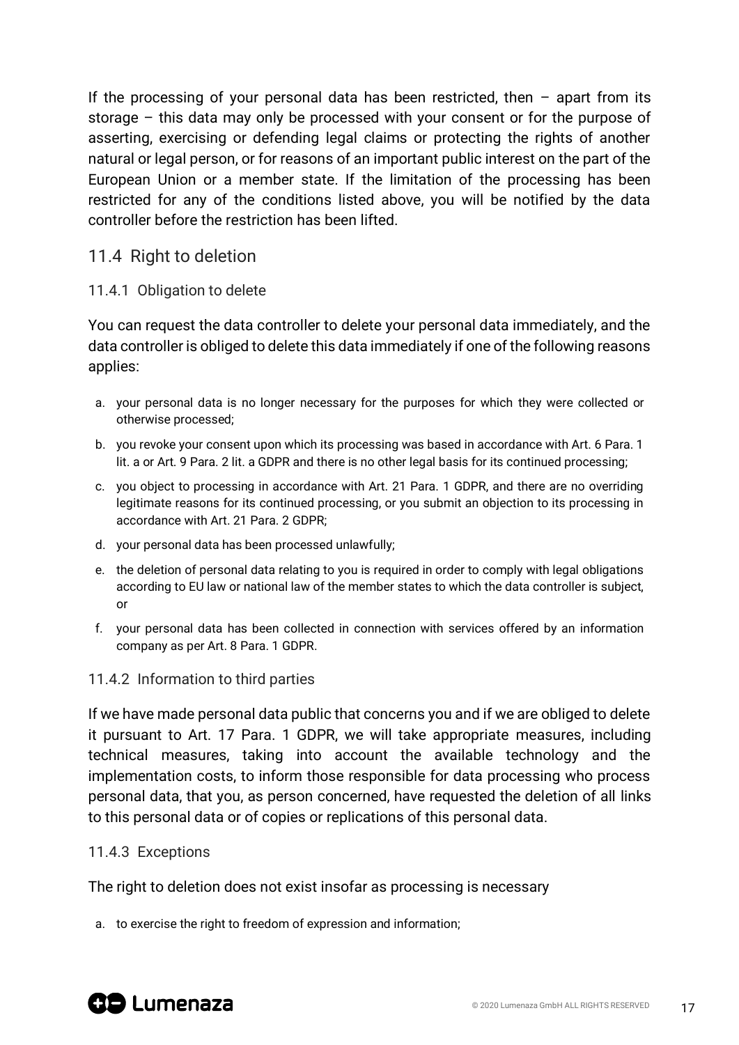If the processing of your personal data has been restricted, then – apart from its storage – this data may only be processed with your consent or for the purpose of asserting, exercising or defending legal claims or protecting the rights of another natural or legal person, or for reasons of an important public interest on the part of the European Union or a member state. If the limitation of the processing has been restricted for any of the conditions listed above, you will be notified by the data controller before the restriction has been lifted.

## 11.4 Right to deletion

### 11.4.1 Obligation to delete

You can request the data controller to delete your personal data immediately, and the data controller is obliged to delete this data immediately if one of the following reasons applies:

a. your personal data is no longer necessary for the purposes for which they were collected or otherwise processed;

b. you revoke your consent upon which its processing was based in accordance with Art. 6 Para. 1 lit. a or Art. 9 Para. 2 lit. a GDPR and there is no other legal basis for its continued processing;

c. you object to processing in accordance with Art. 21 Para. 1 GDPR, and there are no overriding legitimate reasons for its continued processing, or you submit an objection to its processing in accordance with Art. 21 Para. 2 GDPR;

d. your personal data has been processed unlawfully;

e. the deletion of personal data relating to you is required in order to comply with legal obligations according to EU law or national law of the member states to which the data controller is subject, or

f. your personal data has been collected in connection with services offered by an information company as per Art. 8 Para. 1 GDPR.

### 11.4.2 Information to third parties

If we have made personal data public that concerns you and if we are obliged to delete it pursuant to Art. 17 Para. 1 GDPR, we will take appropriate measures, including technical measures, taking into account the available technology and the implementation costs, to inform those responsible for data processing who process personal data, that you, as person concerned, have requested the deletion of all links to this personal data or of copies or replications of this personal data.

### 11.4.3 Exceptions

The right to deletion does not exist insofar as processing is necessary

a. to exercise the right to freedom of expression and information;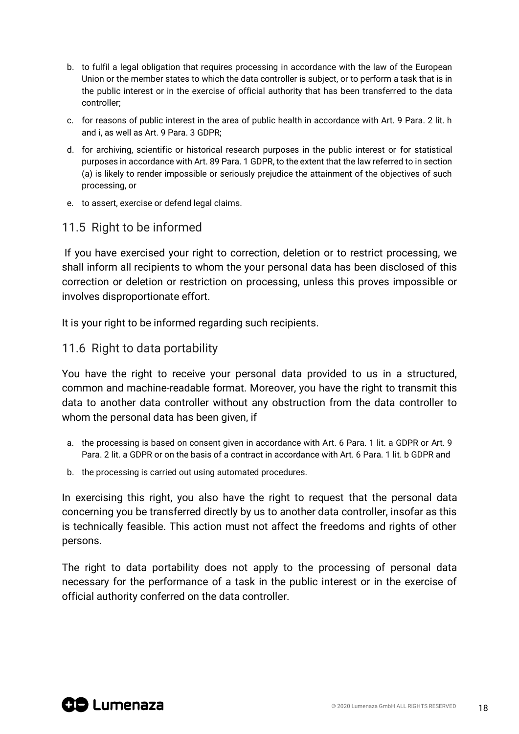b. to fulfil a legal obligation that requires processing in accordance with the law of the European Union or the member states to which the data controller is subject, or to perform a task that is in the public interest or in the exercise of official authority that has been transferred to the data controller;

c. for reasons of public interest in the area of public health in accordance with Art. 9 Para. 2 lit. h and i, as well as Art. 9 Para. 3 GDPR;

d. for archiving, scientific or historical research purposes in the public interest or for statistical purposes in accordance with Art. 89 Para. 1 GDPR, to the extent that the law referred to in section (a) is likely to render impossible or seriously prejudice the attainment of the objectives of such processing, or

e. to assert, exercise or defend legal claims.

## 11.5 Right to be informed

If you have exercised your right to correction, deletion or to restrict processing, we shall inform all recipients to whom the your personal data has been disclosed of this correction or deletion or restriction on processing, unless this proves impossible or involves disproportionate effort.

It is your right to be informed regarding such recipients.

## 11.6 Right to data portability

You have the right to receive your personal data provided to us in a structured, common and machine-readable format. Moreover, you have the right to transmit this data to another data controller without any obstruction from the data controller to whom the personal data has been given, if

a. the processing is based on consent given in accordance with Art. 6 Para. 1 lit. a GDPR or Art. 9 Para. 2 lit. a GDPR or on the basis of a contract in accordance with Art. 6 Para. 1 lit. b GDPR and

b. the processing is carried out using automated procedures.

In exercising this right, you also have the right to request that the personal data concerning you be transferred directly by us to another data controller, insofar as this is technically feasible. This action must not affect the freedoms and rights of other persons.

The right to data portability does not apply to the processing of personal data necessary for the performance of a task in the public interest or in the exercise of official authority conferred on the data controller.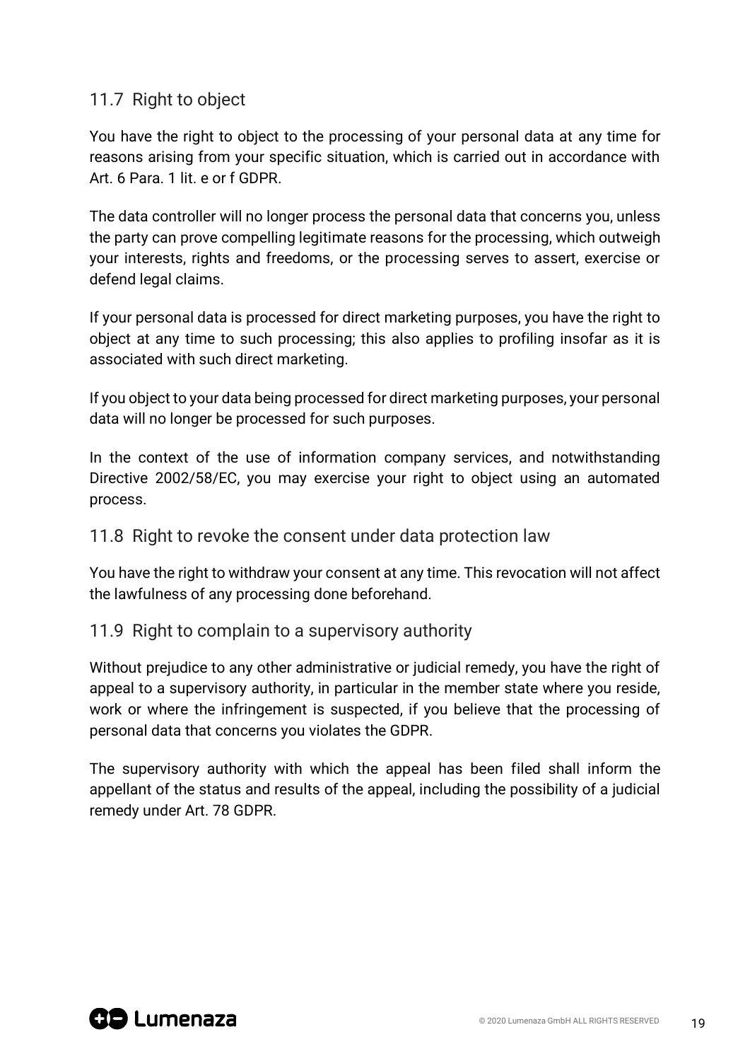### 11.7 Right to object

You have the right to object to the processing of your personal data at any time for reasons arising from your specific situation, which is carried out in accordance with Art. 6 Para. 1 lit. e or f GDPR.

The data controller will no longer process the personal data that concerns you, unless the party can prove compelling legitimate reasons for the processing, which outweigh your interests, rights and freedoms, or the processing serves to assert, exercise or defend legal claims.

If your personal data is processed for direct marketing purposes, you have the right to object at any time to such processing; this also applies to profiling insofar as it is associated with such direct marketing.

If you object to your data being processed for direct marketing purposes, your personal data will no longer be processed for such purposes.

In the context of the use of information company services, and notwithstanding Directive 2002/58/EC, you may exercise your right to object using an automated process.

### 11.8 Right to revoke the consent under data protection law

You have the right to withdraw your consent at any time. This revocation will not affect the lawfulness of any processing done beforehand.

### 11.9 Right to complain to a supervisory authority

Without prejudice to any other administrative or judicial remedy, you have the right of appeal to a supervisory authority, in particular in the member state where you reside, work or where the infringement is suspected, if you believe that the processing of personal data that concerns you violates the GDPR.

The supervisory authority with which the appeal has been filed shall inform the appellant of the status and results of the appeal, including the possibility of a judicial remedy under Art. 78 GDPR.